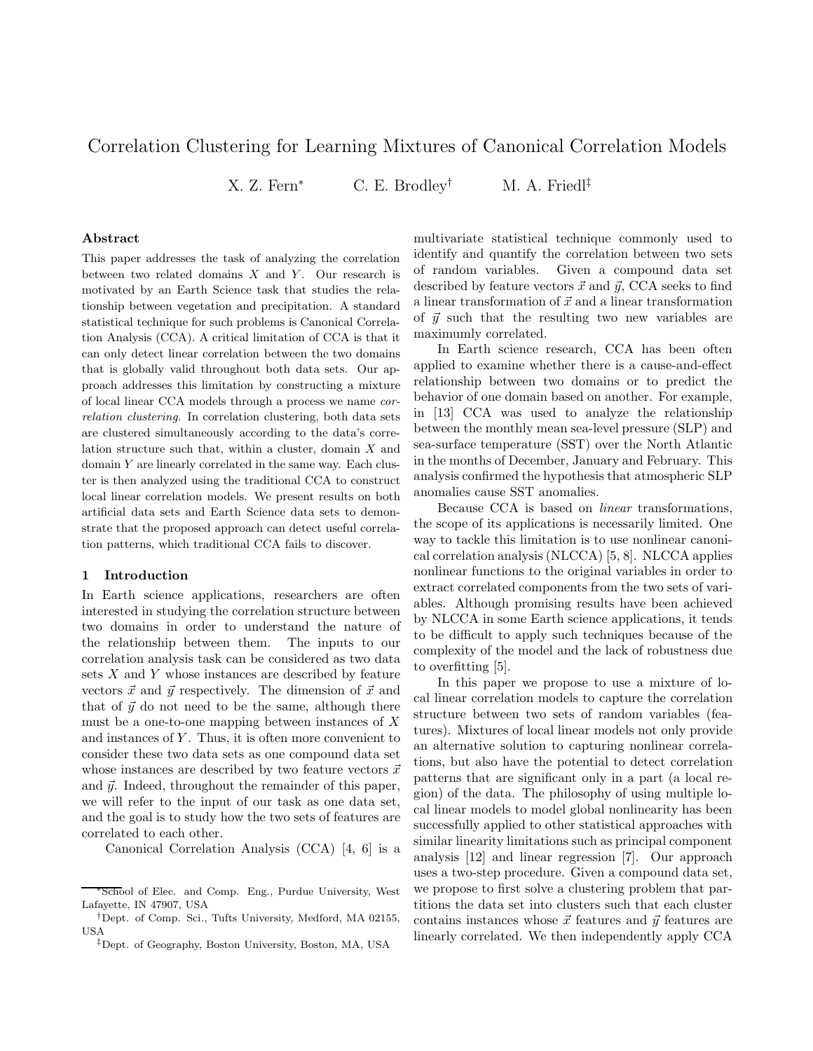# Correlation Clustering for Learning Mixtures of Canonical Correlation Models

X. Z. Fern[*] C. E. Brodley[†] M. A. Friedl[‡]

## Abstract

This paper addresses the task of analyzing the correlation between two related domains $X$ and $Y$. Our research is motivated by an Earth Science task that studies the relationship between vegetation and precipitation. A standard statistical technique for such problems is Canonical Correlation Analysis (CCA). A critical limitation of CCA is that it can only detect linear correlation between the two domains that is globally valid throughout both data sets. Our approach addresses this limitation by constructing a mixture of local linear CCA models through a process we name *correlation clustering*. In correlation clustering, both data sets are clustered simultaneously according to the data's correlation structure such that, within a cluster, domain $X$ and domain $Y$ are linearly correlated in the same way. Each cluster is then analyzed using the traditional CCA to construct local linear correlation models. We present results on both artificial data sets and Earth Science data sets to demonstrate that the proposed approach can detect useful correlation patterns, which traditional CCA fails to discover.

## 1 Introduction

In Earth science applications, researchers are often interested in studying the correlation structure between two domains in order to understand the nature of the relationship between them. The inputs to our correlation analysis task can be considered as two data sets $X$ and $Y$ whose instances are described by feature vectors $\vec{x}$ and $\vec{y}$ respectively. The dimension of $\vec{x}$ and that of $\vec{y}$ do not need to be the same, although there must be a one-to-one mapping between instances of $X$ and instances of $Y$. Thus, it is often more convenient to consider these two data sets as one compound data set whose instances are described by two feature vectors $\vec{x}$ and $\vec{y}$. Indeed, throughout the remainder of this paper, we will refer to the input of our task as one data set, and the goal is to study how the two sets of features are correlated to each other.

Canonical Correlation Analysis (CCA) [4, 6] is a multivariate statistical technique commonly used to identify and quantify the correlation between two sets of random variables. Given a compound data set described by feature vectors $\vec{x}$ and $\vec{y}$, CCA seeks to find a linear transformation of $\vec{x}$ and a linear transformation of $\vec{y}$ such that the resulting two new variables are maximumly correlated.

In Earth science research, CCA has been often applied to examine whether there is a cause-and-effect relationship between two domains or to predict the behavior of one domain based on another. For example, in [13] CCA was used to analyze the relationship between the monthly mean sea-level pressure (SLP) and sea-surface temperature (SST) over the North Atlantic in the months of December, January and February. This analysis confirmed the hypothesis that atmospheric SLP anomalies cause SST anomalies.

Because CCA is based on *linear* transformations, the scope of its applications is necessarily limited. One way to tackle this limitation is to use nonlinear canonical correlation analysis (NLCCA) [5, 8]. NLCCA applies nonlinear functions to the original variables in order to extract correlated components from the two sets of variables. Although promising results have been achieved by NLCCA in some Earth science applications, it tends to be difficult to apply such techniques because of the complexity of the model and the lack of robustness due to overfitting [5].

In this paper we propose to use a mixture of local linear correlation models to capture the correlation structure between two sets of random variables (features). Mixtures of local linear models not only provide an alternative solution to capturing nonlinear correlations, but also have the potential to detect correlation patterns that are significant only in a part (a local region) of the data. The philosophy of using multiple local linear models to model global nonlinearity has been successfully applied to other statistical approaches with similar linearity limitations such as principal component analysis [12] and linear regression [7]. Our approach uses a two-step procedure. Given a compound data set, we propose to first solve a clustering problem that partitions the data set into clusters such that each cluster contains instances whose $\vec{x}$ features and $\vec{y}$ features are linearly correlated. We then independently apply CCA

---

[*] School of Elec. and Comp. Eng., Purdue University, West Lafayette, IN 47907, USA

[†] Dept. of Comp. Sci., Tufts University, Medford, MA 02155, USA

[‡] Dept. of Geography, Boston University, Boston, MA, USA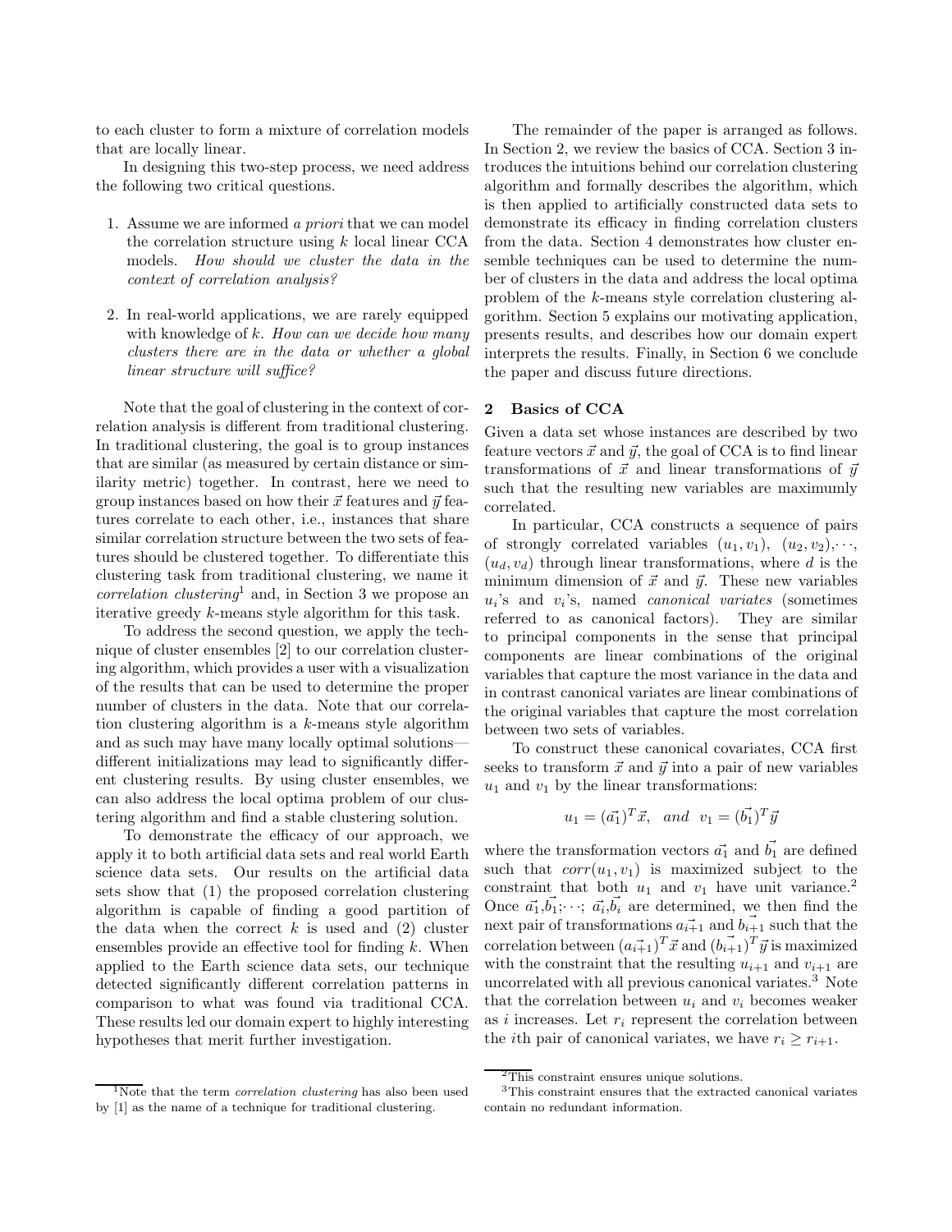to each cluster to form a mixture of correlation models that are locally linear.

In designing this two-step process, we need address the following two critical questions.

1. Assume we are informed *a priori* that we can model the correlation structure using $k$ local linear CCA models. *How should we cluster the data in the context of correlation analysis?*

2. In real-world applications, we are rarely equipped with knowledge of $k$. *How can we decide how many clusters there are in the data or whether a global linear structure will suffice?*

Note that the goal of clustering in the context of correlation analysis is different from traditional clustering. In traditional clustering, the goal is to group instances that are similar (as measured by certain distance or similarity metric) together. In contrast, here we need to group instances based on how their $\vec{x}$ features and $\vec{y}$ features correlate to each other, i.e., instances that share similar correlation structure between the two sets of features should be clustered together. To differentiate this clustering task from traditional clustering, we name it *correlation clustering*[1] and, in Section 3 we propose an iterative greedy $k$-means style algorithm for this task.

To address the second question, we apply the technique of cluster ensembles [2] to our correlation clustering algorithm, which provides a user with a visualization of the results that can be used to determine the proper number of clusters in the data. Note that our correlation clustering algorithm is a $k$-means style algorithm and as such may have many locally optimal solutions—different initializations may lead to significantly different clustering results. By using cluster ensembles, we can also address the local optima problem of our clustering algorithm and find a stable clustering solution.

To demonstrate the efficacy of our approach, we apply it to both artificial data sets and real world Earth science data sets. Our results on the artificial data sets show that (1) the proposed correlation clustering algorithm is capable of finding a good partition of the data when the correct $k$ is used and (2) cluster ensembles provide an effective tool for finding $k$. When applied to the Earth science data sets, our technique detected significantly different correlation patterns in comparison to what was found via traditional CCA. These results led our domain expert to highly interesting hypotheses that merit further investigation.

The remainder of the paper is arranged as follows. In Section 2, we review the basics of CCA. Section 3 introduces the intuitions behind our correlation clustering algorithm and formally describes the algorithm, which is then applied to artificially constructed data sets to demonstrate its efficacy in finding correlation clusters from the data. Section 4 demonstrates how cluster ensemble techniques can be used to determine the number of clusters in the data and address the local optima problem of the $k$-means style correlation clustering algorithm. Section 5 explains our motivating application, presents results, and describes how our domain expert interprets the results. Finally, in Section 6 we conclude the paper and discuss future directions.

## 2 Basics of CCA

Given a data set whose instances are described by two feature vectors $\vec{x}$ and $\vec{y}$, the goal of CCA is to find linear transformations of $\vec{x}$ and linear transformations of $\vec{y}$ such that the resulting new variables are maximumly correlated.

In particular, CCA constructs a sequence of pairs of strongly correlated variables $(u_1, v_1)$, $(u_2, v_2), \cdots$, $(u_d, v_d)$ through linear transformations, where $d$ is the minimum dimension of $\vec{x}$ and $\vec{y}$. These new variables $u_i$'s and $v_i$'s, named *canonical variates* (sometimes referred to as canonical factors). They are similar to principal components in the sense that principal components are linear combinations of the original variables that capture the most variance in the data and in contrast canonical variates are linear combinations of the original variables that capture the most correlation between two sets of variables.

To construct these canonical covariates, CCA first seeks to transform $\vec{x}$ and $\vec{y}$ into a pair of new variables $u_1$ and $v_1$ by the linear transformations:

$$u_1 = (\vec{a_1})^T \vec{x}, \quad and \quad v_1 = (\vec{b_1})^T \vec{y}$$

where the transformation vectors $\vec{a_1}$ and $\vec{b_1}$ are defined such that $corr(u_1, v_1)$ is maximized subject to the constraint that both $u_1$ and $v_1$ have unit variance.[2] Once $\vec{a_1}, \vec{b_1}; \cdots; \vec{a_i}, \vec{b_i}$ are determined, we then find the next pair of transformations $\vec{a_{i+1}}$ and $\vec{b_{i+1}}$ such that the correlation between $(\vec{a_{i+1}})^T \vec{x}$ and $(\vec{b_{i+1}})^T \vec{y}$ is maximized with the constraint that the resulting $u_{i+1}$ and $v_{i+1}$ are uncorrelated with all previous canonical variates.[3] Note that the correlation between $u_i$ and $v_i$ becomes weaker as $i$ increases. Let $r_i$ represent the correlation between the $i$th pair of canonical variates, we have $r_i \geq r_{i+1}$.

[1] Note that the term *correlation clustering* has also been used by [1] as the name of a technique for traditional clustering.

[2] This constraint ensures unique solutions.

[3] This constraint ensures that the extracted canonical variates contain no redundant information.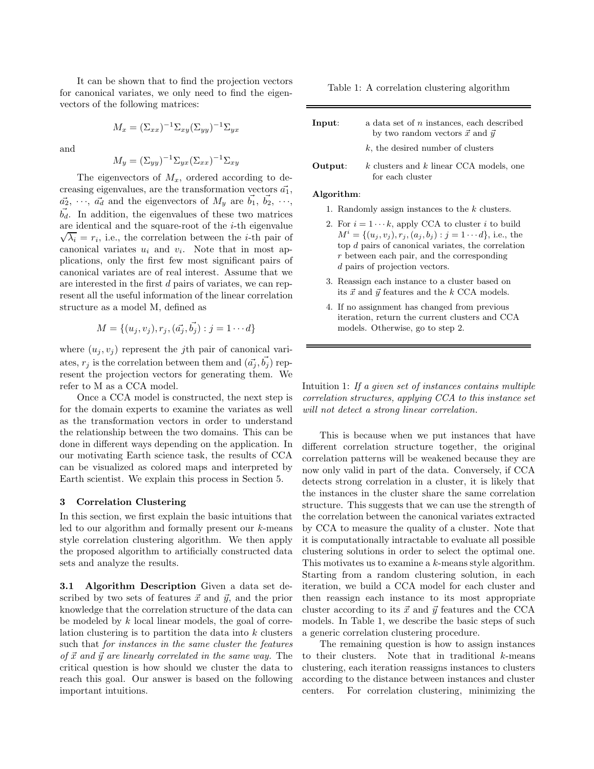It can be shown that to find the projection vectors for canonical variates, we only need to find the eigenvectors of the following matrices:

$$M_x = (\Sigma_{xx})^{-1}\Sigma_{xy}(\Sigma_{yy})^{-1}\Sigma_{yx}$$

and

$$M_y = (\Sigma_{yy})^{-1}\Sigma_{yx}(\Sigma_{xx})^{-1}\Sigma_{xy}$$

The eigenvectors of $M_x$, ordered according to decreasing eigenvalues, are the transformation vectors $\vec{a_1}$, $\vec{a_2}$, $\cdots$, $\vec{a_d}$ and the eigenvectors of $M_y$ are $\vec{b_1}$, $\vec{b_2}$, $\cdots$, $\vec{b_d}$. In addition, the eigenvalues of these two matrices are identical and the square-root of the $i$-th eigenvalue $\sqrt{\lambda_i} = r_i$, i.e., the correlation between the $i$-th pair of canonical variates $u_i$ and $v_i$. Note that in most applications, only the first few most significant pairs of canonical variates are of real interest. Assume that we are interested in the first $d$ pairs of variates, we can represent all the useful information of the linear correlation structure as a model M, defined as

$$M = \{(u_j, v_j), r_j, (\vec{a_j}, \vec{b_j}) : j = 1 \cdots d\}$$

where $(u_j, v_j)$ represent the $j$th pair of canonical variates, $r_j$ is the correlation between them and $(\vec{a_j}, \vec{b_j})$ represent the projection vectors for generating them. We refer to M as a CCA model.

Once a CCA model is constructed, the next step is for the domain experts to examine the variates as well as the transformation vectors in order to understand the relationship between the two domains. This can be done in different ways depending on the application. In our motivating Earth science task, the results of CCA can be visualized as colored maps and interpreted by Earth scientist. We explain this process in Section 5.

## 3 Correlation Clustering

In this section, we first explain the basic intuitions that led to our algorithm and formally present our $k$-means style correlation clustering algorithm. We then apply the proposed algorithm to artificially constructed data sets and analyze the results.

**3.1 Algorithm Description** Given a data set described by two sets of features $\vec{x}$ and $\vec{y}$, and the prior knowledge that the correlation structure of the data can be modeled by $k$ local linear models, the goal of correlation clustering is to partition the data into $k$ clusters such that *for instances in the same cluster the features of $\vec{x}$ and $\vec{y}$ are linearly correlated in the same way.* The critical question is how should we cluster the data to reach this goal. Our answer is based on the following important intuitions.

Table 1: A correlation clustering algorithm

**Input**: a data set of $n$ instances, each described by two random vectors $\vec{x}$ and $\vec{y}$

$k$, the desired number of clusters

**Output**: $k$ clusters and $k$ linear CCA models, one for each cluster

**Algorithm**:

1. Randomly assign instances to the $k$ clusters.
2. For $i = 1 \cdots k$, apply CCA to cluster $i$ to build $M^i = \{(u_j, v_j), r_j, (a_j, b_j) : j = 1 \cdots d\}$, i.e., the top $d$ pairs of canonical variates, the correlation $r$ between each pair, and the corresponding $d$ pairs of projection vectors.
3. Reassign each instance to a cluster based on its $\vec{x}$ and $\vec{y}$ features and the $k$ CCA models.
4. If no assignment has changed from previous iteration, return the current clusters and CCA models. Otherwise, go to step 2.

Intuition 1: *If a given set of instances contains multiple correlation structures, applying CCA to this instance set will not detect a strong linear correlation.*

This is because when we put instances that have different correlation structure together, the original correlation patterns will be weakened because they are now only valid in part of the data. Conversely, if CCA detects strong correlation in a cluster, it is likely that the instances in the cluster share the same correlation structure. This suggests that we can use the strength of the correlation between the canonical variates extracted by CCA to measure the quality of a cluster. Note that it is computationally intractable to evaluate all possible clustering solutions in order to select the optimal one. This motivates us to examine a $k$-means style algorithm. Starting from a random clustering solution, in each iteration, we build a CCA model for each cluster and then reassign each instance to its most appropriate cluster according to its $\vec{x}$ and $\vec{y}$ features and the CCA models. In Table 1, we describe the basic steps of such a generic correlation clustering procedure.

The remaining question is how to assign instances to their clusters. Note that in traditional $k$-means clustering, each iteration reassigns instances to clusters according to the distance between instances and cluster centers. For correlation clustering, minimizing the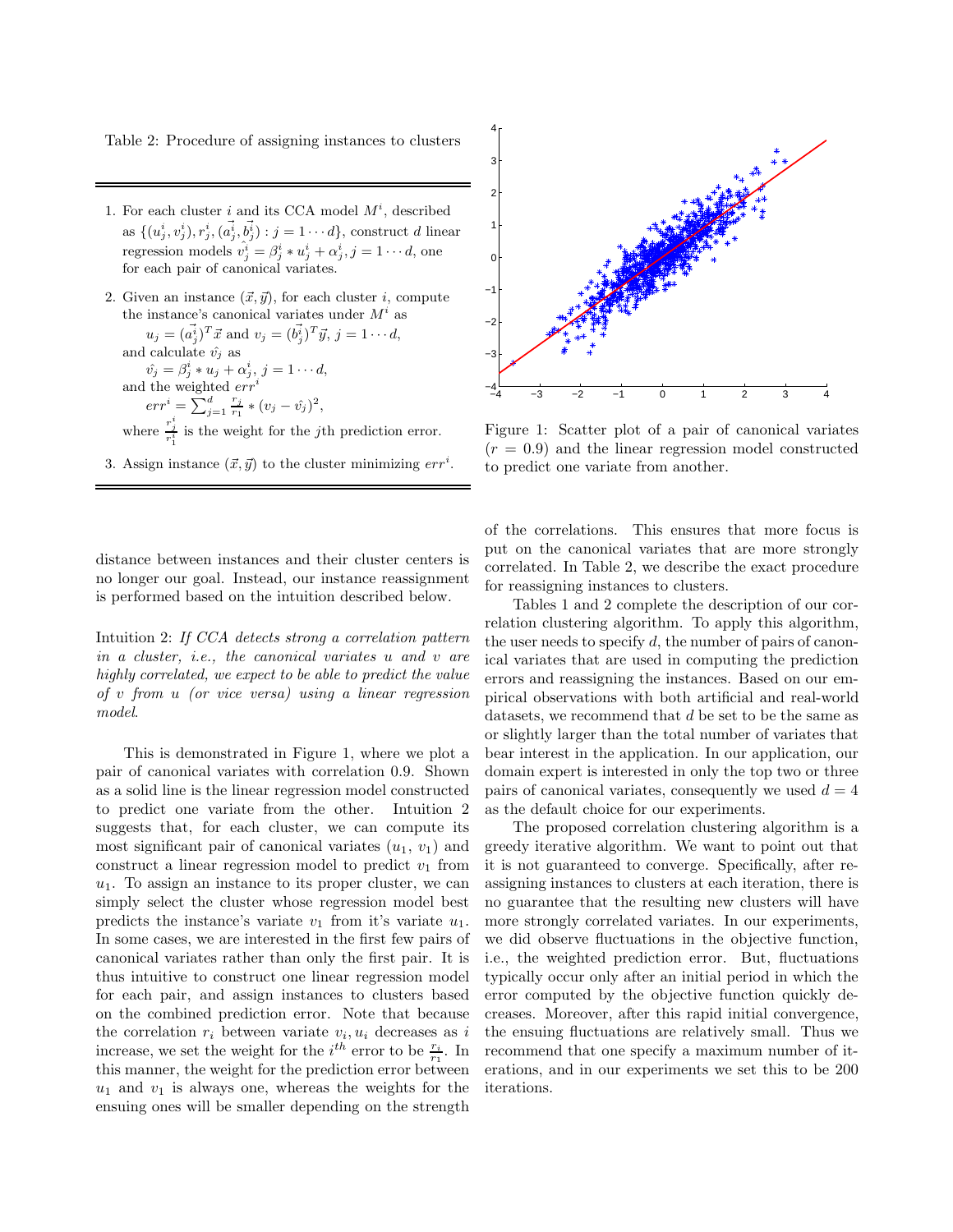Table 2: Procedure of assigning instances to clusters

1. For each cluster $i$ and its CCA model $M^i$, described as $\{(u_j^i, v_j^i), r_j^i, (\vec{a_j^i}, \vec{b_j^i}) : j = 1 \cdots d\}$, construct $d$ linear regression models $v_j^i = \beta_j^i * u_j^i + \alpha_j^i, j = 1 \cdots d$, one for each pair of canonical variates.
2. Given an instance $(\vec{x}, \vec{y})$, for each cluster $i$, compute the instance's canonical variates under $M^i$ as
   $u_j = (\vec{a_j^i})^T \vec{x}$ and $v_j = (\vec{b_j^i})^T \vec{y}$, $j = 1 \cdots d$,
   and calculate $\hat{v_j}$ as
   $\hat{v_j} = \beta_j^i * u_j + \alpha_j^i$, $j = 1 \cdots d$,
   and the weighted $err^i$
   $err^i = \sum_{j=1}^{d} \frac{r_j}{r_1} * (v_j - \hat{v_j})^2$,
   where $\frac{r_j^i}{r_1^i}$ is the weight for the $j$th prediction error.
3. Assign instance $(\vec{x}, \vec{y})$ to the cluster minimizing $err^i$.

Figure 1: Scatter plot of a pair of canonical variates ($r = 0.9$) and the linear regression model constructed to predict one variate from another.

distance between instances and their cluster centers is no longer our goal. Instead, our instance reassignment is performed based on the intuition described below.

Intuition 2: *If CCA detects strong a correlation pattern in a cluster, i.e., the canonical variates u and v are highly correlated, we expect to be able to predict the value of v from u (or vice versa) using a linear regression model.*

This is demonstrated in Figure 1, where we plot a pair of canonical variates with correlation 0.9. Shown as a solid line is the linear regression model constructed to predict one variate from the other. Intuition 2 suggests that, for each cluster, we can compute its most significant pair of canonical variates ($u_1$, $v_1$) and construct a linear regression model to predict $v_1$ from $u_1$. To assign an instance to its proper cluster, we can simply select the cluster whose regression model best predicts the instance's variate $v_1$ from it's variate $u_1$. In some cases, we are interested in the first few pairs of canonical variates rather than only the first pair. It is thus intuitive to construct one linear regression model for each pair, and assign instances to clusters based on the combined prediction error. Note that because the correlation $r_i$ between variate $v_i, u_i$ decreases as $i$ increase, we set the weight for the $i^{th}$ error to be $\frac{r_i}{r_1}$. In this manner, the weight for the prediction error between $u_1$ and $v_1$ is always one, whereas the weights for the ensuing ones will be smaller depending on the strength of the correlations. This ensures that more focus is put on the canonical variates that are more strongly correlated. In Table 2, we describe the exact procedure for reassigning instances to clusters.

Tables 1 and 2 complete the description of our correlation clustering algorithm. To apply this algorithm, the user needs to specify $d$, the number of pairs of canonical variates that are used in computing the prediction errors and reassigning the instances. Based on our empirical observations with both artificial and real-world datasets, we recommend that $d$ be set to be the same as or slightly larger than the total number of variates that bear interest in the application. In our application, our domain expert is interested in only the top two or three pairs of canonical variates, consequently we used $d = 4$ as the default choice for our experiments.

The proposed correlation clustering algorithm is a greedy iterative algorithm. We want to point out that it is not guaranteed to converge. Specifically, after reassigning instances to clusters at each iteration, there is no guarantee that the resulting new clusters will have more strongly correlated variates. In our experiments, we did observe fluctuations in the objective function, i.e., the weighted prediction error. But, fluctuations typically occur only after an initial period in which the error computed by the objective function quickly decreases. Moreover, after this rapid initial convergence, the ensuing fluctuations are relatively small. Thus we recommend that one specify a maximum number of iterations, and in our experiments we set this to be 200 iterations.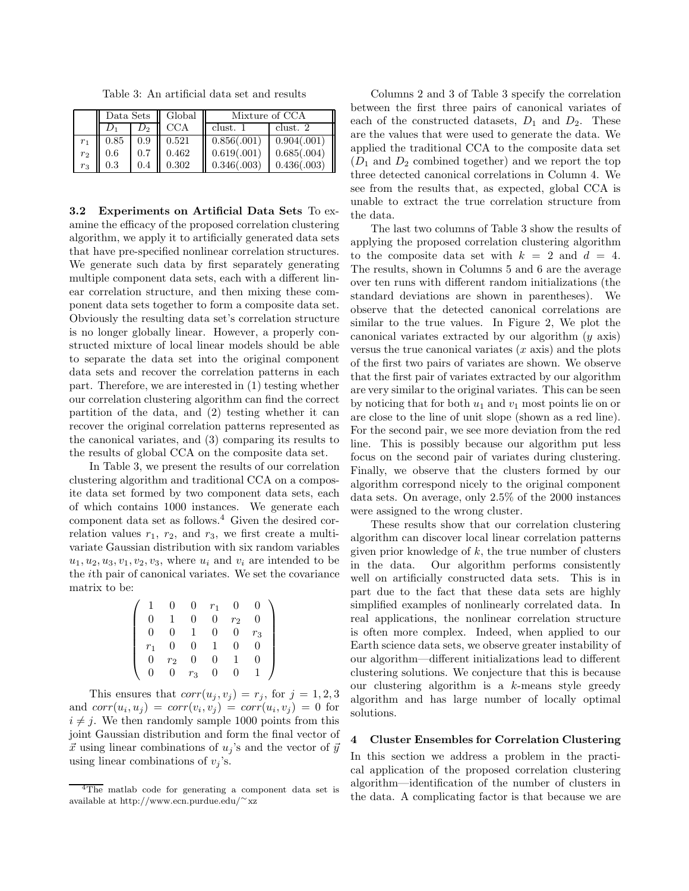Table 3: An artificial data set and results

| | Data Sets | | Global | Mixture of CCA | |
|---|---|---|---|---|---|
| | $D_1$ | $D_2$ | CCA | clust. 1 | clust. 2 |
| $r_1$ | 0.85 | 0.9 | 0.521 | 0.856(.001) | 0.904(.001) |
| $r_2$ | 0.6 | 0.7 | 0.462 | 0.619(.001) | 0.685(.004) |
| $r_3$ | 0.3 | 0.4 | 0.302 | 0.346(.003) | 0.436(.003) |

**3.2 Experiments on Artificial Data Sets** To examine the efficacy of the proposed correlation clustering algorithm, we apply it to artificially generated data sets that have pre-specified nonlinear correlation structures. We generate such data by first separately generating multiple component data sets, each with a different linear correlation structure, and then mixing these component data sets together to form a composite data set. Obviously the resulting data set's correlation structure is no longer globally linear. However, a properly constructed mixture of local linear models should be able to separate the data set into the original component data sets and recover the correlation patterns in each part. Therefore, we are interested in (1) testing whether our correlation clustering algorithm can find the correct partition of the data, and (2) testing whether it can recover the original correlation patterns represented as the canonical variates, and (3) comparing its results to the results of global CCA on the composite data set.

In Table 3, we present the results of our correlation clustering algorithm and traditional CCA on a composite data set formed by two component data sets, each of which contains 1000 instances. We generate each component data set as follows.[4] Given the desired correlation values $r_1$, $r_2$, and $r_3$, we first create a multivariate Gaussian distribution with six random variables $u_1, u_2, u_3, v_1, v_2, v_3$, where $u_i$ and $v_i$ are intended to be the $i$th pair of canonical variates. We set the covariance matrix to be:

$$\begin{pmatrix} 1 & 0 & 0 & r_1 & 0 & 0 \\ 0 & 1 & 0 & 0 & r_2 & 0 \\ 0 & 0 & 1 & 0 & 0 & r_3 \\ r_1 & 0 & 0 & 1 & 0 & 0 \\ 0 & r_2 & 0 & 0 & 1 & 0 \\ 0 & 0 & r_3 & 0 & 0 & 1 \end{pmatrix}$$

This ensures that $corr(u_j, v_j) = r_j$, for $j = 1, 2, 3$ and $corr(u_i, u_j) = corr(v_i, v_j) = corr(u_i, v_j) = 0$ for $i \neq j$. We then randomly sample 1000 points from this joint Gaussian distribution and form the final vector of $\vec{x}$ using linear combinations of $u_j$'s and the vector of $\vec{y}$ using linear combinations of $v_j$'s.

[4] The matlab code for generating a component data set is available at http://www.ecn.purdue.edu/~xz

Columns 2 and 3 of Table 3 specify the correlation between the first three pairs of canonical variates of each of the constructed datasets, $D_1$ and $D_2$. These are the values that were used to generate the data. We applied the traditional CCA to the composite data set ($D_1$ and $D_2$ combined together) and we report the top three detected canonical correlations in Column 4. We see from the results that, as expected, global CCA is unable to extract the true correlation structure from the data.

The last two columns of Table 3 show the results of applying the proposed correlation clustering algorithm to the composite data set with $k = 2$ and $d = 4$. The results, shown in Columns 5 and 6 are the average over ten runs with different random initializations (the standard deviations are shown in parentheses). We observe that the detected canonical correlations are similar to the true values. In Figure 2, We plot the canonical variates extracted by our algorithm ($y$ axis) versus the true canonical variates ($x$ axis) and the plots of the first two pairs of variates are shown. We observe that the first pair of variates extracted by our algorithm are very similar to the original variates. This can be seen by noticing that for both $u_1$ and $v_1$ most points lie on or are close to the line of unit slope (shown as a red line). For the second pair, we see more deviation from the red line. This is possibly because our algorithm put less focus on the second pair of variates during clustering. Finally, we observe that the clusters formed by our algorithm correspond nicely to the original component data sets. On average, only 2.5% of the 2000 instances were assigned to the wrong cluster.

These results show that our correlation clustering algorithm can discover local linear correlation patterns given prior knowledge of $k$, the true number of clusters in the data. Our algorithm performs consistently well on artificially constructed data sets. This is in part due to the fact that these data sets are highly simplified examples of nonlinearly correlated data. In real applications, the nonlinear correlation structure is often more complex. Indeed, when applied to our Earth science data sets, we observe greater instability of our algorithm—different initializations lead to different clustering solutions. We conjecture that this is because our clustering algorithm is a $k$-means style greedy algorithm and has large number of locally optimal solutions.

## 4 Cluster Ensembles for Correlation Clustering

In this section we address a problem in the practical application of the proposed correlation clustering algorithm—identification of the number of clusters in the data. A complicating factor is that because we are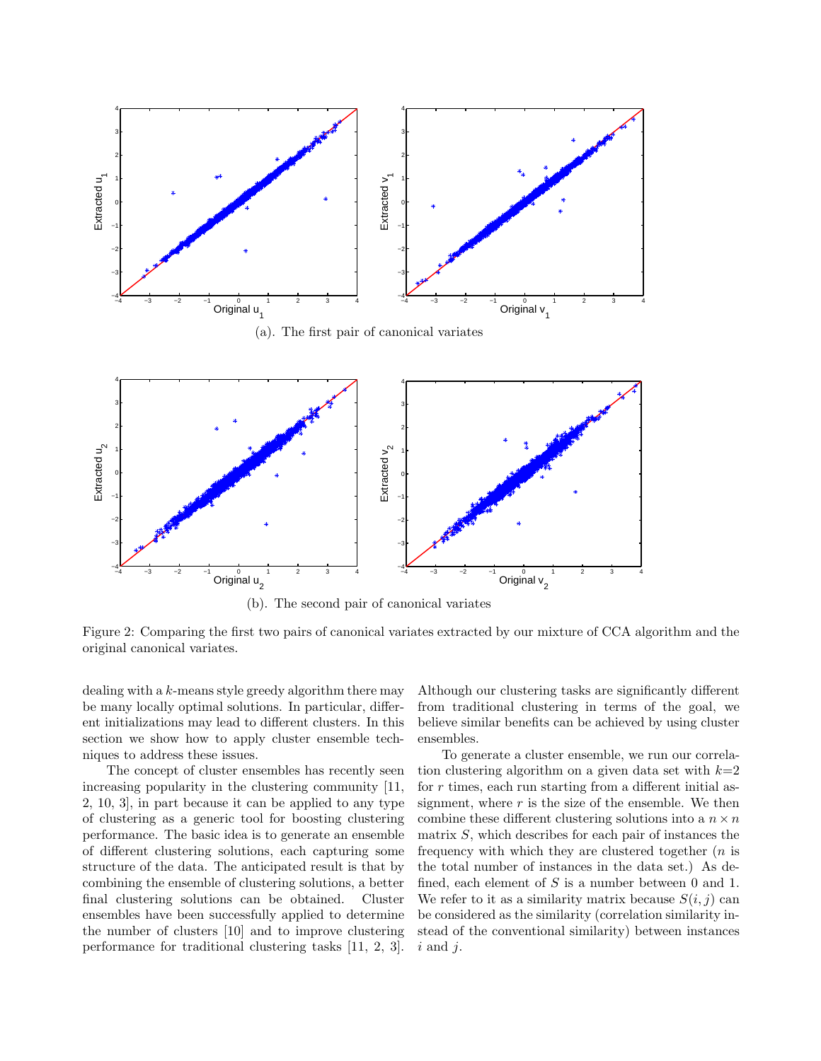(a). The first pair of canonical variates

(b). The second pair of canonical variates

Figure 2: Comparing the first two pairs of canonical variates extracted by our mixture of CCA algorithm and the original canonical variates.

dealing with a $k$-means style greedy algorithm there may be many locally optimal solutions. In particular, different initializations may lead to different clusters. In this section we show how to apply cluster ensemble techniques to address these issues.

The concept of cluster ensembles has recently seen increasing popularity in the clustering community [11, 2, 10, 3], in part because it can be applied to any type of clustering as a generic tool for boosting clustering performance. The basic idea is to generate an ensemble of different clustering solutions, each capturing some structure of the data. The anticipated result is that by combining the ensemble of clustering solutions, a better final clustering solutions can be obtained. Cluster ensembles have been successfully applied to determine the number of clusters [10] and to improve clustering performance for traditional clustering tasks [11, 2, 3]. Although our clustering tasks are significantly different from traditional clustering in terms of the goal, we believe similar benefits can be achieved by using cluster ensembles.

To generate a cluster ensemble, we run our correlation clustering algorithm on a given data set with $k$=2 for $r$ times, each run starting from a different initial assignment, where $r$ is the size of the ensemble. We then combine these different clustering solutions into a $n \times n$ matrix $S$, which describes for each pair of instances the frequency with which they are clustered together ($n$ is the total number of instances in the data set.) As defined, each element of $S$ is a number between 0 and 1. We refer to it as a similarity matrix because $S(i, j)$ can be considered as the similarity (correlation similarity instead of the conventional similarity) between instances $i$ and $j$.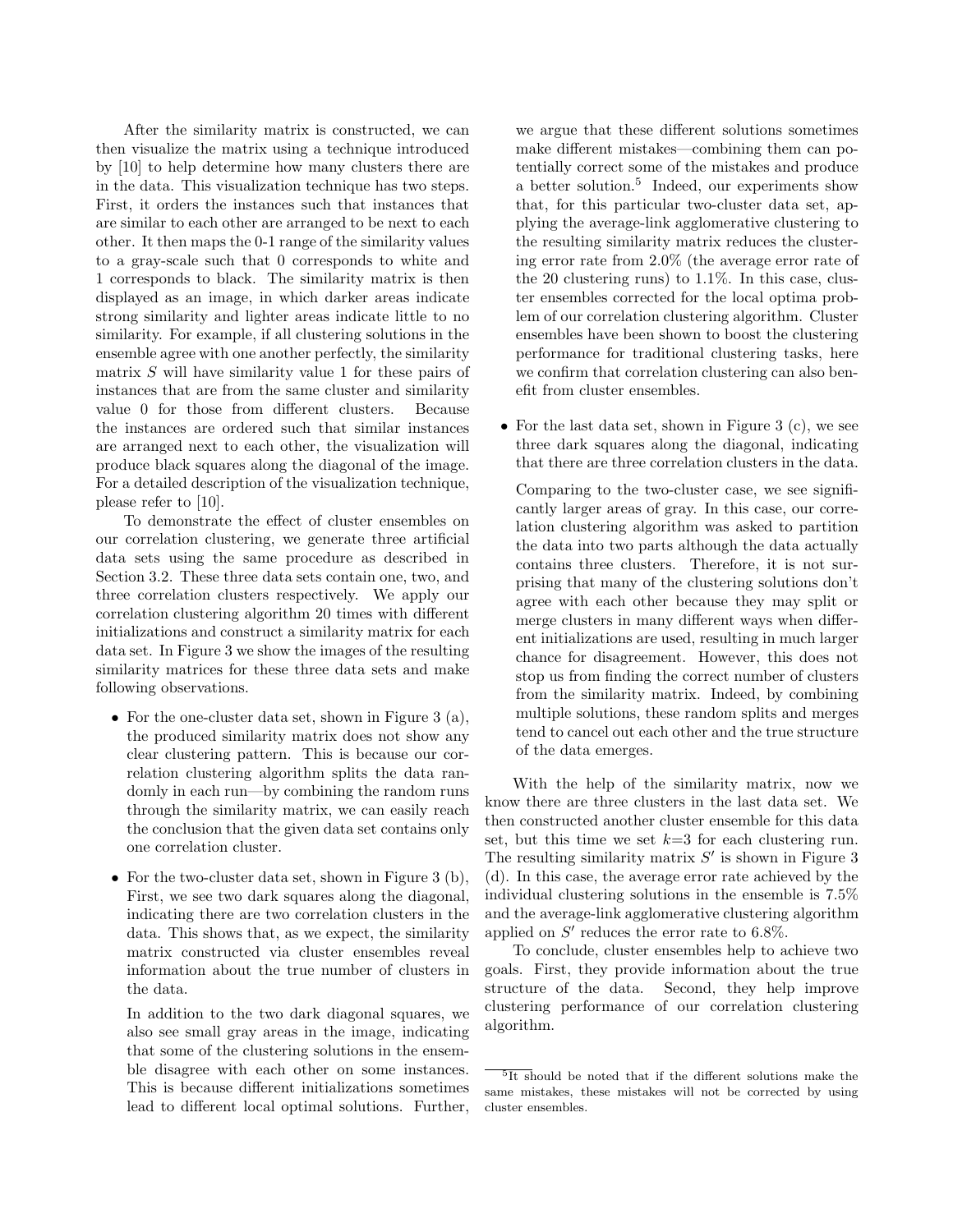After the similarity matrix is constructed, we can then visualize the matrix using a technique introduced by [10] to help determine how many clusters there are in the data. This visualization technique has two steps. First, it orders the instances such that instances that are similar to each other are arranged to be next to each other. It then maps the 0-1 range of the similarity values to a gray-scale such that 0 corresponds to white and 1 corresponds to black. The similarity matrix is then displayed as an image, in which darker areas indicate strong similarity and lighter areas indicate little to no similarity. For example, if all clustering solutions in the ensemble agree with one another perfectly, the similarity matrix $S$ will have similarity value 1 for these pairs of instances that are from the same cluster and similarity value 0 for those from different clusters. Because the instances are ordered such that similar instances are arranged next to each other, the visualization will produce black squares along the diagonal of the image. For a detailed description of the visualization technique, please refer to [10].

To demonstrate the effect of cluster ensembles on our correlation clustering, we generate three artificial data sets using the same procedure as described in Section 3.2. These three data sets contain one, two, and three correlation clusters respectively. We apply our correlation clustering algorithm 20 times with different initializations and construct a similarity matrix for each data set. In Figure 3 we show the images of the resulting similarity matrices for these three data sets and make following observations.

- For the one-cluster data set, shown in Figure 3 (a), the produced similarity matrix does not show any clear clustering pattern. This is because our correlation clustering algorithm splits the data randomly in each run—by combining the random runs through the similarity matrix, we can easily reach the conclusion that the given data set contains only one correlation cluster.

- For the two-cluster data set, shown in Figure 3 (b), First, we see two dark squares along the diagonal, indicating there are two correlation clusters in the data. This shows that, as we expect, the similarity matrix constructed via cluster ensembles reveal information about the true number of clusters in the data.

  In addition to the two dark diagonal squares, we also see small gray areas in the image, indicating that some of the clustering solutions in the ensemble disagree with each other on some instances. This is because different initializations sometimes lead to different local optimal solutions. Further, we argue that these different solutions sometimes make different mistakes—combining them can potentially correct some of the mistakes and produce a better solution.[5] Indeed, our experiments show that, for this particular two-cluster data set, applying the average-link agglomerative clustering to the resulting similarity matrix reduces the clustering error rate from 2.0% (the average error rate of the 20 clustering runs) to 1.1%. In this case, cluster ensembles corrected for the local optima problem of our correlation clustering algorithm. Cluster ensembles have been shown to boost the clustering performance for traditional clustering tasks, here we confirm that correlation clustering can also benefit from cluster ensembles.

- For the last data set, shown in Figure 3 (c), we see three dark squares along the diagonal, indicating that there are three correlation clusters in the data.

  Comparing to the two-cluster case, we see significantly larger areas of gray. In this case, our correlation clustering algorithm was asked to partition the data into two parts although the data actually contains three clusters. Therefore, it is not surprising that many of the clustering solutions don't agree with each other because they may split or merge clusters in many different ways when different initializations are used, resulting in much larger chance for disagreement. However, this does not stop us from finding the correct number of clusters from the similarity matrix. Indeed, by combining multiple solutions, these random splits and merges tend to cancel out each other and the true structure of the data emerges.

With the help of the similarity matrix, now we know there are three clusters in the last data set. We then constructed another cluster ensemble for this data set, but this time we set $k$=3 for each clustering run. The resulting similarity matrix $S'$ is shown in Figure 3 (d). In this case, the average error rate achieved by the individual clustering solutions in the ensemble is 7.5% and the average-link agglomerative clustering algorithm applied on $S'$ reduces the error rate to 6.8%.

To conclude, cluster ensembles help to achieve two goals. First, they provide information about the true structure of the data. Second, they help improve clustering performance of our correlation clustering algorithm.

[5] It should be noted that if the different solutions make the same mistakes, these mistakes will not be corrected by using cluster ensembles.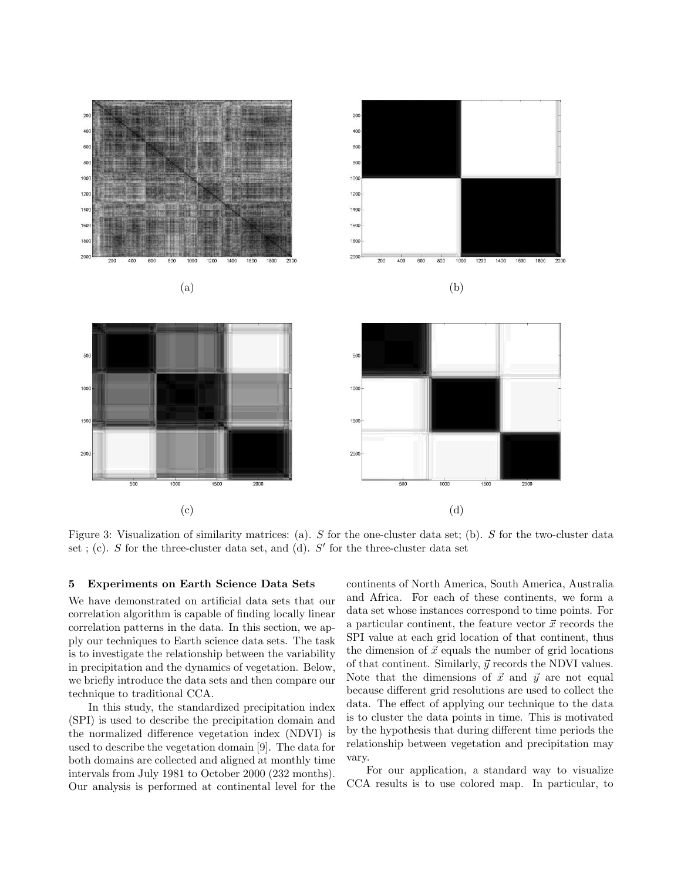(a)

(b)

(c)

(d)

Figure 3: Visualization of similarity matrices: (a). $S$ for the one-cluster data set; (b). $S$ for the two-cluster data set ; (c). $S$ for the three-cluster data set, and (d). $S'$ for the three-cluster data set

## 5 Experiments on Earth Science Data Sets

We have demonstrated on artificial data sets that our correlation algorithm is capable of finding locally linear correlation patterns in the data. In this section, we apply our techniques to Earth science data sets. The task is to investigate the relationship between the variability in precipitation and the dynamics of vegetation. Below, we briefly introduce the data sets and then compare our technique to traditional CCA.

In this study, the standardized precipitation index (SPI) is used to describe the precipitation domain and the normalized difference vegetation index (NDVI) is used to describe the vegetation domain [9]. The data for both domains are collected and aligned at monthly time intervals from July 1981 to October 2000 (232 months). Our analysis is performed at continental level for the continents of North America, South America, Australia and Africa. For each of these continents, we form a data set whose instances correspond to time points. For a particular continent, the feature vector $\vec{x}$ records the SPI value at each grid location of that continent, thus the dimension of $\vec{x}$ equals the number of grid locations of that continent. Similarly, $\vec{y}$ records the NDVI values. Note that the dimensions of $\vec{x}$ and $\vec{y}$ are not equal because different grid resolutions are used to collect the data. The effect of applying our technique to the data is to cluster the data points in time. This is motivated by the hypothesis that during different time periods the relationship between vegetation and precipitation may vary.

For our application, a standard way to visualize CCA results is to use colored map. In particular, to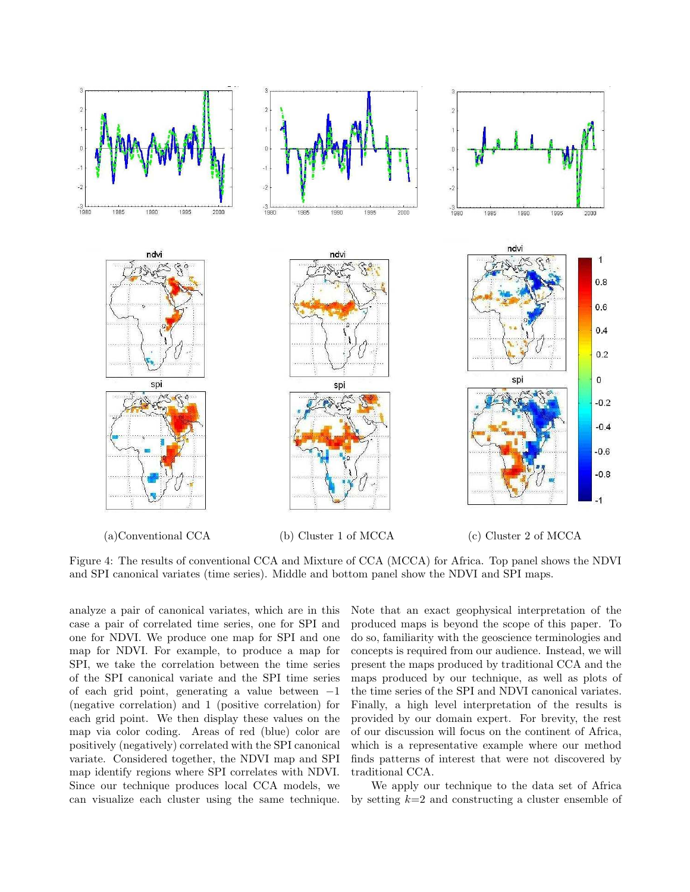(a)Conventional CCA

(b) Cluster 1 of MCCA

(c) Cluster 2 of MCCA

Figure 4: The results of conventional CCA and Mixture of CCA (MCCA) for Africa. Top panel shows the NDVI and SPI canonical variates (time series). Middle and bottom panel show the NDVI and SPI maps.

analyze a pair of canonical variates, which are in this case a pair of correlated time series, one for SPI and one for NDVI. We produce one map for SPI and one map for NDVI. For example, to produce a map for SPI, we take the correlation between the time series of the SPI canonical variate and the SPI time series of each grid point, generating a value between $-1$ (negative correlation) and 1 (positive correlation) for each grid point. We then display these values on the map via color coding. Areas of red (blue) color are positively (negatively) correlated with the SPI canonical variate. Considered together, the NDVI map and SPI map identify regions where SPI correlates with NDVI. Since our technique produces local CCA models, we can visualize each cluster using the same technique. Note that an exact geophysical interpretation of the produced maps is beyond the scope of this paper. To do so, familiarity with the geoscience terminologies and concepts is required from our audience. Instead, we will present the maps produced by traditional CCA and the maps produced by our technique, as well as plots of the time series of the SPI and NDVI canonical variates. Finally, a high level interpretation of the results is provided by our domain expert. For brevity, the rest of our discussion will focus on the continent of Africa, which is a representative example where our method finds patterns of interest that were not discovered by traditional CCA.

We apply our technique to the data set of Africa by setting $k$=2 and constructing a cluster ensemble of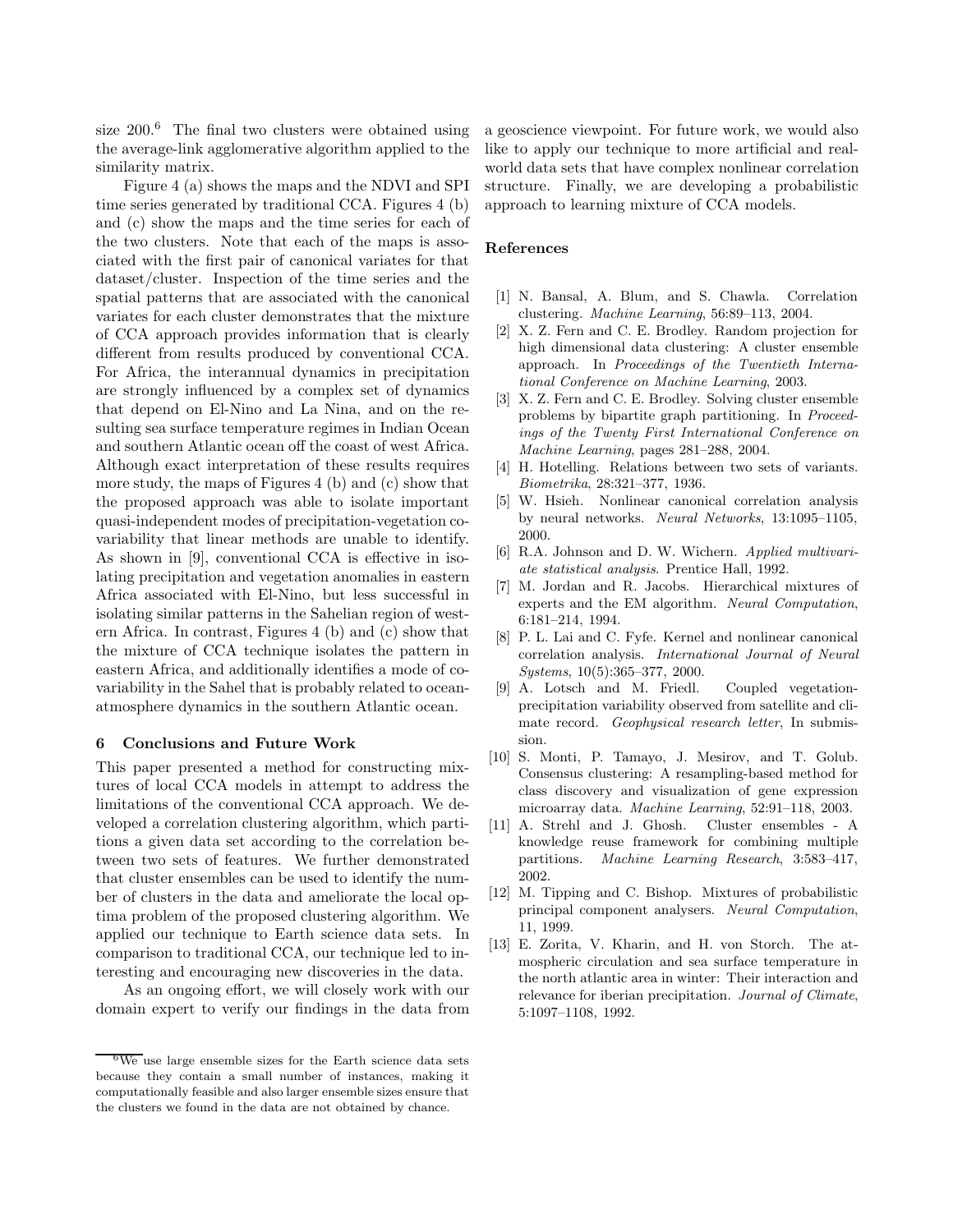size 200.[6] The final two clusters were obtained using the average-link agglomerative algorithm applied to the similarity matrix.

Figure 4 (a) shows the maps and the NDVI and SPI time series generated by traditional CCA. Figures 4 (b) and (c) show the maps and the time series for each of the two clusters. Note that each of the maps is associated with the first pair of canonical variates for that dataset/cluster. Inspection of the time series and the spatial patterns that are associated with the canonical variates for each cluster demonstrates that the mixture of CCA approach provides information that is clearly different from results produced by conventional CCA. For Africa, the interannual dynamics in precipitation are strongly influenced by a complex set of dynamics that depend on El-Nino and La Nina, and on the resulting sea surface temperature regimes in Indian Ocean and southern Atlantic ocean off the coast of west Africa. Although exact interpretation of these results requires more study, the maps of Figures 4 (b) and (c) show that the proposed approach was able to isolate important quasi-independent modes of precipitation-vegetation covariability that linear methods are unable to identify. As shown in [9], conventional CCA is effective in isolating precipitation and vegetation anomalies in eastern Africa associated with El-Nino, but less successful in isolating similar patterns in the Sahelian region of western Africa. In contrast, Figures 4 (b) and (c) show that the mixture of CCA technique isolates the pattern in eastern Africa, and additionally identifies a mode of covariability in the Sahel that is probably related to ocean-atmosphere dynamics in the southern Atlantic ocean.

## 6 Conclusions and Future Work

This paper presented a method for constructing mixtures of local CCA models in attempt to address the limitations of the conventional CCA approach. We developed a correlation clustering algorithm, which partitions a given data set according to the correlation between two sets of features. We further demonstrated that cluster ensembles can be used to identify the number of clusters in the data and ameliorate the local optima problem of the proposed clustering algorithm. We applied our technique to Earth science data sets. In comparison to traditional CCA, our technique led to interesting and encouraging new discoveries in the data.

As an ongoing effort, we will closely work with our domain expert to verify our findings in the data from a geoscience viewpoint. For future work, we would also like to apply our technique to more artificial and real-world data sets that have complex nonlinear correlation structure. Finally, we are developing a probabilistic approach to learning mixture of CCA models.

[6] We use large ensemble sizes for the Earth science data sets because they contain a small number of instances, making it computationally feasible and also larger ensemble sizes ensure that the clusters we found in the data are not obtained by chance.

## References

[1] N. Bansal, A. Blum, and S. Chawla. Correlation clustering. *Machine Learning*, 56:89–113, 2004.

[2] X. Z. Fern and C. E. Brodley. Random projection for high dimensional data clustering: A cluster ensemble approach. In *Proceedings of the Twentieth International Conference on Machine Learning*, 2003.

[3] X. Z. Fern and C. E. Brodley. Solving cluster ensemble problems by bipartite graph partitioning. In *Proceedings of the Twenty First International Conference on Machine Learning*, pages 281–288, 2004.

[4] H. Hotelling. Relations between two sets of variants. *Biometrika*, 28:321–377, 1936.

[5] W. Hsieh. Nonlinear canonical correlation analysis by neural networks. *Neural Networks*, 13:1095–1105, 2000.

[6] R.A. Johnson and D. W. Wichern. *Applied multivariate statistical analysis*. Prentice Hall, 1992.

[7] M. Jordan and R. Jacobs. Hierarchical mixtures of experts and the EM algorithm. *Neural Computation*, 6:181–214, 1994.

[8] P. L. Lai and C. Fyfe. Kernel and nonlinear canonical correlation analysis. *International Journal of Neural Systems*, 10(5):365–377, 2000.

[9] A. Lotsch and M. Friedl. Coupled vegetation-precipitation variability observed from satellite and climate record. *Geophysical research letter*, In submission.

[10] S. Monti, P. Tamayo, J. Mesirov, and T. Golub. Consensus clustering: A resampling-based method for class discovery and visualization of gene expression microarray data. *Machine Learning*, 52:91–118, 2003.

[11] A. Strehl and J. Ghosh. Cluster ensembles - A knowledge reuse framework for combining multiple partitions. *Machine Learning Research*, 3:583–417, 2002.

[12] M. Tipping and C. Bishop. Mixtures of probabilistic principal component analysers. *Neural Computation*, 11, 1999.

[13] E. Zorita, V. Kharin, and H. von Storch. The atmospheric circulation and sea surface temperature in the north atlantic area in winter: Their interaction and relevance for iberian precipitation. *Journal of Climate*, 5:1097–1108, 1992.